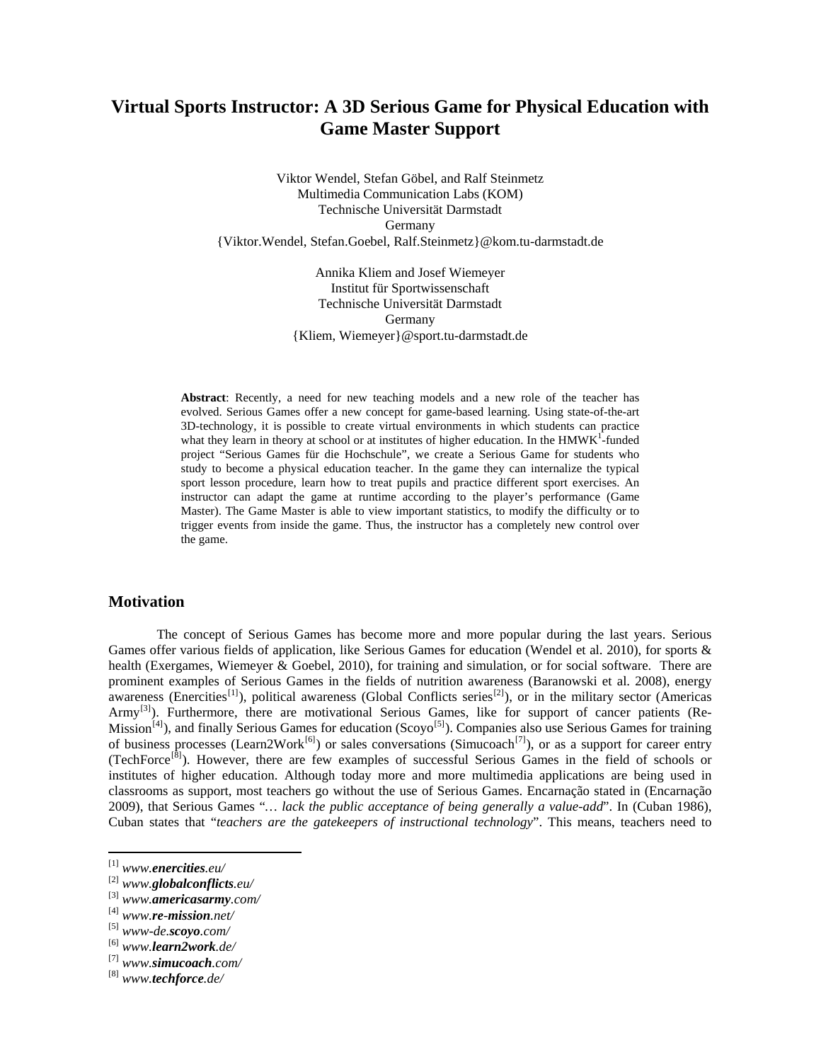# Virtual Sports Instructor: A 3D Serious Game for Physical Education with Game Master Support

Viktor Wendel, Stefan Göbel, and Ralf Steinmetz
Multimedia Communication Labs (KOM)
Technische Universität Darmstadt
Germany
{Viktor.Wendel, Stefan.Goebel, Ralf.Steinmetz}@kom.tu-darmstadt.de

Annika Kliem and Josef Wiemeyer
Institut für Sportwissenschaft
Technische Universität Darmstadt
Germany
{Kliem, Wiemeyer}@sport.tu-darmstadt.de

**Abstract**: Recently, a need for new teaching models and a new role of the teacher has evolved. Serious Games offer a new concept for game-based learning. Using state-of-the-art 3D-technology, it is possible to create virtual environments in which students can practice what they learn in theory at school or at institutes of higher education. In the HMWK[1]-funded project "Serious Games für die Hochschule", we create a Serious Game for students who study to become a physical education teacher. In the game they can internalize the typical sport lesson procedure, learn how to treat pupils and practice different sport exercises. An instructor can adapt the game at runtime according to the player's performance (Game Master). The Game Master is able to view important statistics, to modify the difficulty or to trigger events from inside the game. Thus, the instructor has a completely new control over the game.

## Motivation

The concept of Serious Games has become more and more popular during the last years. Serious Games offer various fields of application, like Serious Games for education (Wendel et al. 2010), for sports & health (Exergames, Wiemeyer & Goebel, 2010), for training and simulation, or for social software. There are prominent examples of Serious Games in the fields of nutrition awareness (Baranowski et al. 2008), energy awareness (Enercities[1]), political awareness (Global Conflicts series[2]), or in the military sector (Americas Army[3]). Furthermore, there are motivational Serious Games, like for support of cancer patients (Re-Mission[4]), and finally Serious Games for education (Scoyo[5]). Companies also use Serious Games for training of business processes (Learn2Work[6]) or sales conversations (Simucoach[7]), or as a support for career entry (TechForce[8]). However, there are few examples of successful Serious Games in the field of schools or institutes of higher education. Although today more and more multimedia applications are being used in classrooms as support, most teachers go without the use of Serious Games. Encarnação stated in (Encarnação 2009), that Serious Games "*… lack the public acceptance of being generally a value-add*". In (Cuban 1986), Cuban states that "*teachers are the gatekeepers of instructional technology*". This means, teachers need to

---

[1] *www.**enercities**.eu/*
[2] *www.**globalconflicts**.eu/*
[3] *www.**americasarmy**.com/*
[4] *www.**re-mission**.net/*
[5] *www-de.**scoyo**.com/*
[6] *www.**learn2work**.de/*
[7] *www.**simucoach**.com/*
[8] *www.**techforce**.de/*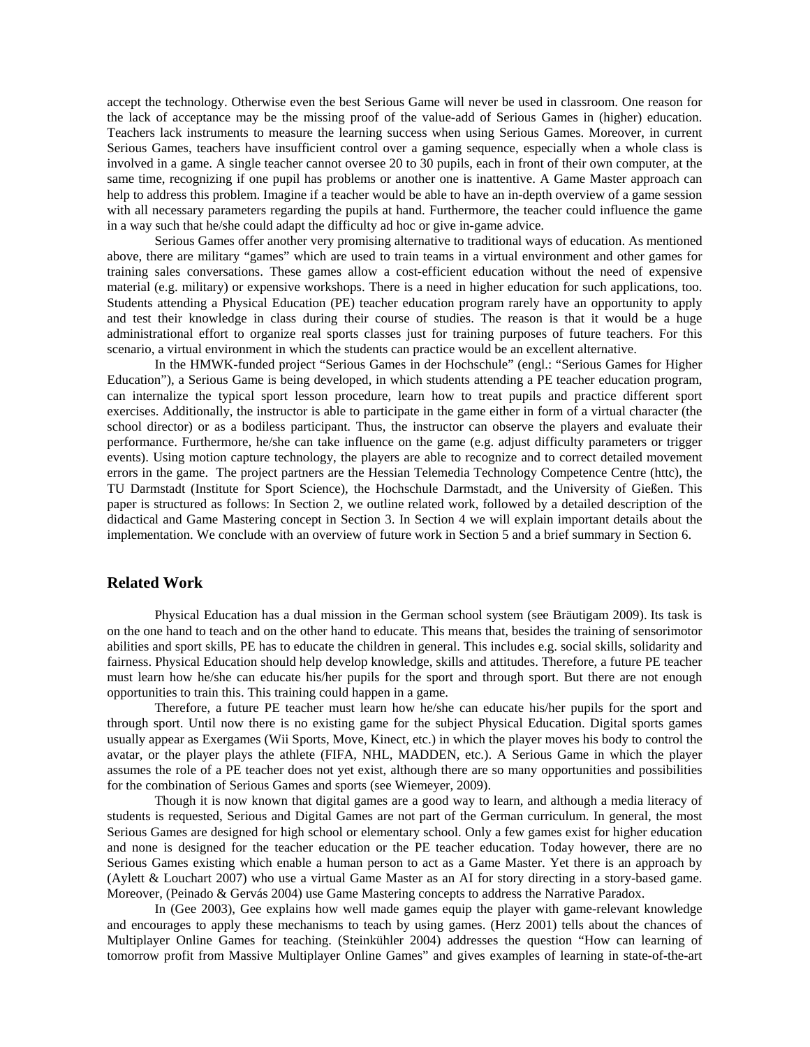accept the technology. Otherwise even the best Serious Game will never be used in classroom. One reason for the lack of acceptance may be the missing proof of the value-add of Serious Games in (higher) education. Teachers lack instruments to measure the learning success when using Serious Games. Moreover, in current Serious Games, teachers have insufficient control over a gaming sequence, especially when a whole class is involved in a game. A single teacher cannot oversee 20 to 30 pupils, each in front of their own computer, at the same time, recognizing if one pupil has problems or another one is inattentive. A Game Master approach can help to address this problem. Imagine if a teacher would be able to have an in-depth overview of a game session with all necessary parameters regarding the pupils at hand. Furthermore, the teacher could influence the game in a way such that he/she could adapt the difficulty ad hoc or give in-game advice.

Serious Games offer another very promising alternative to traditional ways of education. As mentioned above, there are military "games" which are used to train teams in a virtual environment and other games for training sales conversations. These games allow a cost-efficient education without the need of expensive material (e.g. military) or expensive workshops. There is a need in higher education for such applications, too. Students attending a Physical Education (PE) teacher education program rarely have an opportunity to apply and test their knowledge in class during their course of studies. The reason is that it would be a huge administrational effort to organize real sports classes just for training purposes of future teachers. For this scenario, a virtual environment in which the students can practice would be an excellent alternative.

In the HMWK-funded project "Serious Games in der Hochschule" (engl.: "Serious Games for Higher Education"), a Serious Game is being developed, in which students attending a PE teacher education program, can internalize the typical sport lesson procedure, learn how to treat pupils and practice different sport exercises. Additionally, the instructor is able to participate in the game either in form of a virtual character (the school director) or as a bodiless participant. Thus, the instructor can observe the players and evaluate their performance. Furthermore, he/she can take influence on the game (e.g. adjust difficulty parameters or trigger events). Using motion capture technology, the players are able to recognize and to correct detailed movement errors in the game. The project partners are the Hessian Telemedia Technology Competence Centre (httc), the TU Darmstadt (Institute for Sport Science), the Hochschule Darmstadt, and the University of Gießen. This paper is structured as follows: In Section 2, we outline related work, followed by a detailed description of the didactical and Game Mastering concept in Section 3. In Section 4 we will explain important details about the implementation. We conclude with an overview of future work in Section 5 and a brief summary in Section 6.

## Related Work

Physical Education has a dual mission in the German school system (see Bräutigam 2009). Its task is on the one hand to teach and on the other hand to educate. This means that, besides the training of sensorimotor abilities and sport skills, PE has to educate the children in general. This includes e.g. social skills, solidarity and fairness. Physical Education should help develop knowledge, skills and attitudes. Therefore, a future PE teacher must learn how he/she can educate his/her pupils for the sport and through sport. But there are not enough opportunities to train this. This training could happen in a game.

Therefore, a future PE teacher must learn how he/she can educate his/her pupils for the sport and through sport. Until now there is no existing game for the subject Physical Education. Digital sports games usually appear as Exergames (Wii Sports, Move, Kinect, etc.) in which the player moves his body to control the avatar, or the player plays the athlete (FIFA, NHL, MADDEN, etc.). A Serious Game in which the player assumes the role of a PE teacher does not yet exist, although there are so many opportunities and possibilities for the combination of Serious Games and sports (see Wiemeyer, 2009).

Though it is now known that digital games are a good way to learn, and although a media literacy of students is requested, Serious and Digital Games are not part of the German curriculum. In general, the most Serious Games are designed for high school or elementary school. Only a few games exist for higher education and none is designed for the teacher education or the PE teacher education. Today however, there are no Serious Games existing which enable a human person to act as a Game Master. Yet there is an approach by (Aylett & Louchart 2007) who use a virtual Game Master as an AI for story directing in a story-based game. Moreover, (Peinado & Gervás 2004) use Game Mastering concepts to address the Narrative Paradox.

In (Gee 2003), Gee explains how well made games equip the player with game-relevant knowledge and encourages to apply these mechanisms to teach by using games. (Herz 2001) tells about the chances of Multiplayer Online Games for teaching. (Steinkühler 2004) addresses the question "How can learning of tomorrow profit from Massive Multiplayer Online Games" and gives examples of learning in state-of-the-art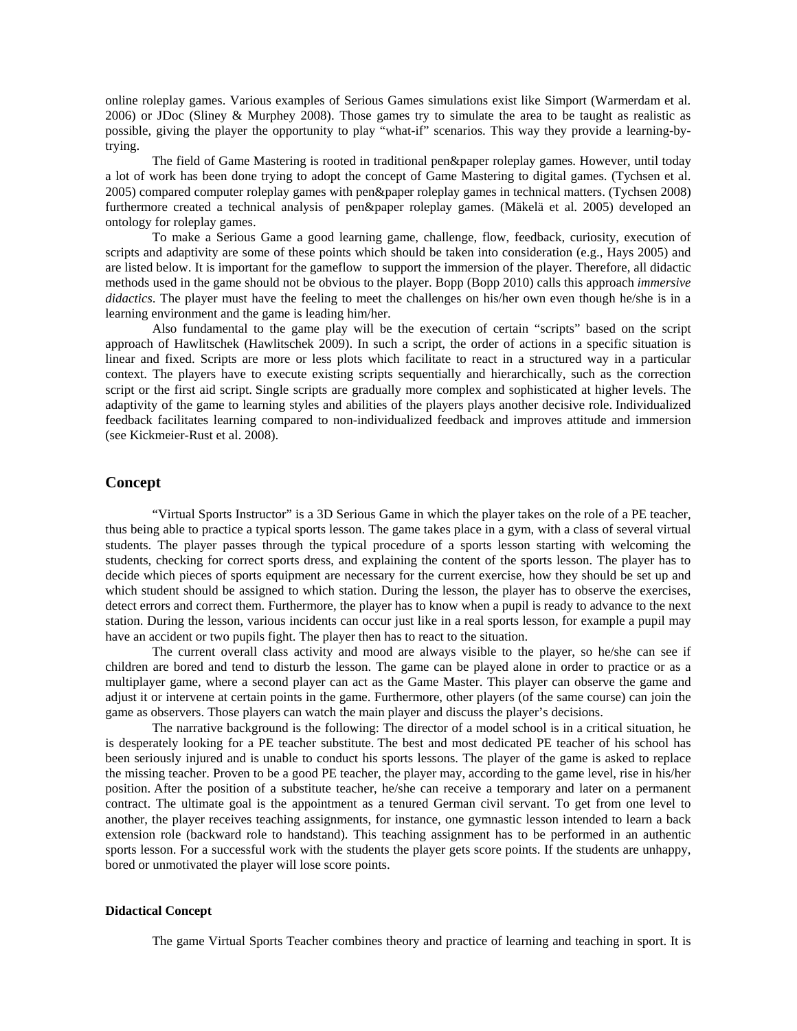online roleplay games. Various examples of Serious Games simulations exist like Simport (Warmerdam et al. 2006) or JDoc (Sliney & Murphey 2008). Those games try to simulate the area to be taught as realistic as possible, giving the player the opportunity to play "what-if" scenarios. This way they provide a learning-by-trying.

The field of Game Mastering is rooted in traditional pen&paper roleplay games. However, until today a lot of work has been done trying to adopt the concept of Game Mastering to digital games. (Tychsen et al. 2005) compared computer roleplay games with pen&paper roleplay games in technical matters. (Tychsen 2008) furthermore created a technical analysis of pen&paper roleplay games. (Mäkelä et al. 2005) developed an ontology for roleplay games.

To make a Serious Game a good learning game, challenge, flow, feedback, curiosity, execution of scripts and adaptivity are some of these points which should be taken into consideration (e.g., Hays 2005) and are listed below. It is important for the gameflow to support the immersion of the player. Therefore, all didactic methods used in the game should not be obvious to the player. Bopp (Bopp 2010) calls this approach *immersive didactics*. The player must have the feeling to meet the challenges on his/her own even though he/she is in a learning environment and the game is leading him/her.

Also fundamental to the game play will be the execution of certain "scripts" based on the script approach of Hawlitschek (Hawlitschek 2009). In such a script, the order of actions in a specific situation is linear and fixed. Scripts are more or less plots which facilitate to react in a structured way in a particular context. The players have to execute existing scripts sequentially and hierarchically, such as the correction script or the first aid script. Single scripts are gradually more complex and sophisticated at higher levels. The adaptivity of the game to learning styles and abilities of the players plays another decisive role. Individualized feedback facilitates learning compared to non-individualized feedback and improves attitude and immersion (see Kickmeier-Rust et al. 2008).

## Concept

"Virtual Sports Instructor" is a 3D Serious Game in which the player takes on the role of a PE teacher, thus being able to practice a typical sports lesson. The game takes place in a gym, with a class of several virtual students. The player passes through the typical procedure of a sports lesson starting with welcoming the students, checking for correct sports dress, and explaining the content of the sports lesson. The player has to decide which pieces of sports equipment are necessary for the current exercise, how they should be set up and which student should be assigned to which station. During the lesson, the player has to observe the exercises, detect errors and correct them. Furthermore, the player has to know when a pupil is ready to advance to the next station. During the lesson, various incidents can occur just like in a real sports lesson, for example a pupil may have an accident or two pupils fight. The player then has to react to the situation.

The current overall class activity and mood are always visible to the player, so he/she can see if children are bored and tend to disturb the lesson. The game can be played alone in order to practice or as a multiplayer game, where a second player can act as the Game Master. This player can observe the game and adjust it or intervene at certain points in the game. Furthermore, other players (of the same course) can join the game as observers. Those players can watch the main player and discuss the player's decisions.

The narrative background is the following: The director of a model school is in a critical situation, he is desperately looking for a PE teacher substitute. The best and most dedicated PE teacher of his school has been seriously injured and is unable to conduct his sports lessons. The player of the game is asked to replace the missing teacher. Proven to be a good PE teacher, the player may, according to the game level, rise in his/her position. After the position of a substitute teacher, he/she can receive a temporary and later on a permanent contract. The ultimate goal is the appointment as a tenured German civil servant. To get from one level to another, the player receives teaching assignments, for instance, one gymnastic lesson intended to learn a back extension role (backward role to handstand). This teaching assignment has to be performed in an authentic sports lesson. For a successful work with the students the player gets score points. If the students are unhappy, bored or unmotivated the player will lose score points.

### Didactical Concept

The game Virtual Sports Teacher combines theory and practice of learning and teaching in sport. It is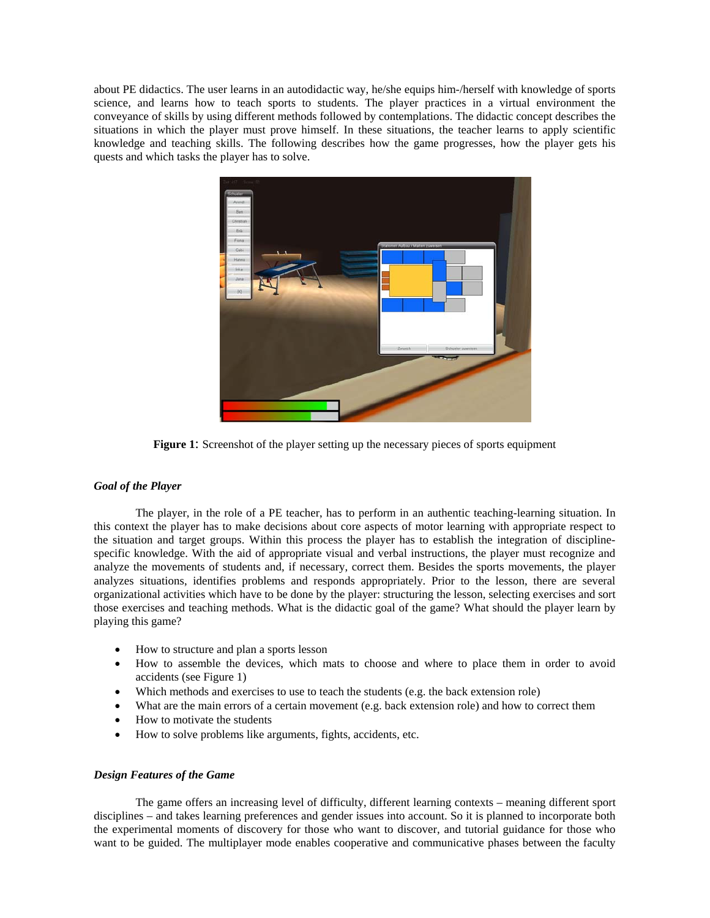about PE didactics. The user learns in an autodidactic way, he/she equips him-/herself with knowledge of sports science, and learns how to teach sports to students. The player practices in a virtual environment the conveyance of skills by using different methods followed by contemplations. The didactic concept describes the situations in which the player must prove himself. In these situations, the teacher learns to apply scientific knowledge and teaching skills. The following describes how the game progresses, how the player gets his quests and which tasks the player has to solve.

**Figure 1**: Screenshot of the player setting up the necessary pieces of sports equipment

### *Goal of the Player*

The player, in the role of a PE teacher, has to perform in an authentic teaching-learning situation. In this context the player has to make decisions about core aspects of motor learning with appropriate respect to the situation and target groups. Within this process the player has to establish the integration of discipline-specific knowledge. With the aid of appropriate visual and verbal instructions, the player must recognize and analyze the movements of students and, if necessary, correct them. Besides the sports movements, the player analyzes situations, identifies problems and responds appropriately. Prior to the lesson, there are several organizational activities which have to be done by the player: structuring the lesson, selecting exercises and sort those exercises and teaching methods. What is the didactic goal of the game? What should the player learn by playing this game?

- How to structure and plan a sports lesson
- How to assemble the devices, which mats to choose and where to place them in order to avoid accidents (see Figure 1)
- Which methods and exercises to use to teach the students (e.g. the back extension role)
- What are the main errors of a certain movement (e.g. back extension role) and how to correct them
- How to motivate the students
- How to solve problems like arguments, fights, accidents, etc.

### *Design Features of the Game*

The game offers an increasing level of difficulty, different learning contexts – meaning different sport disciplines – and takes learning preferences and gender issues into account. So it is planned to incorporate both the experimental moments of discovery for those who want to discover, and tutorial guidance for those who want to be guided. The multiplayer mode enables cooperative and communicative phases between the faculty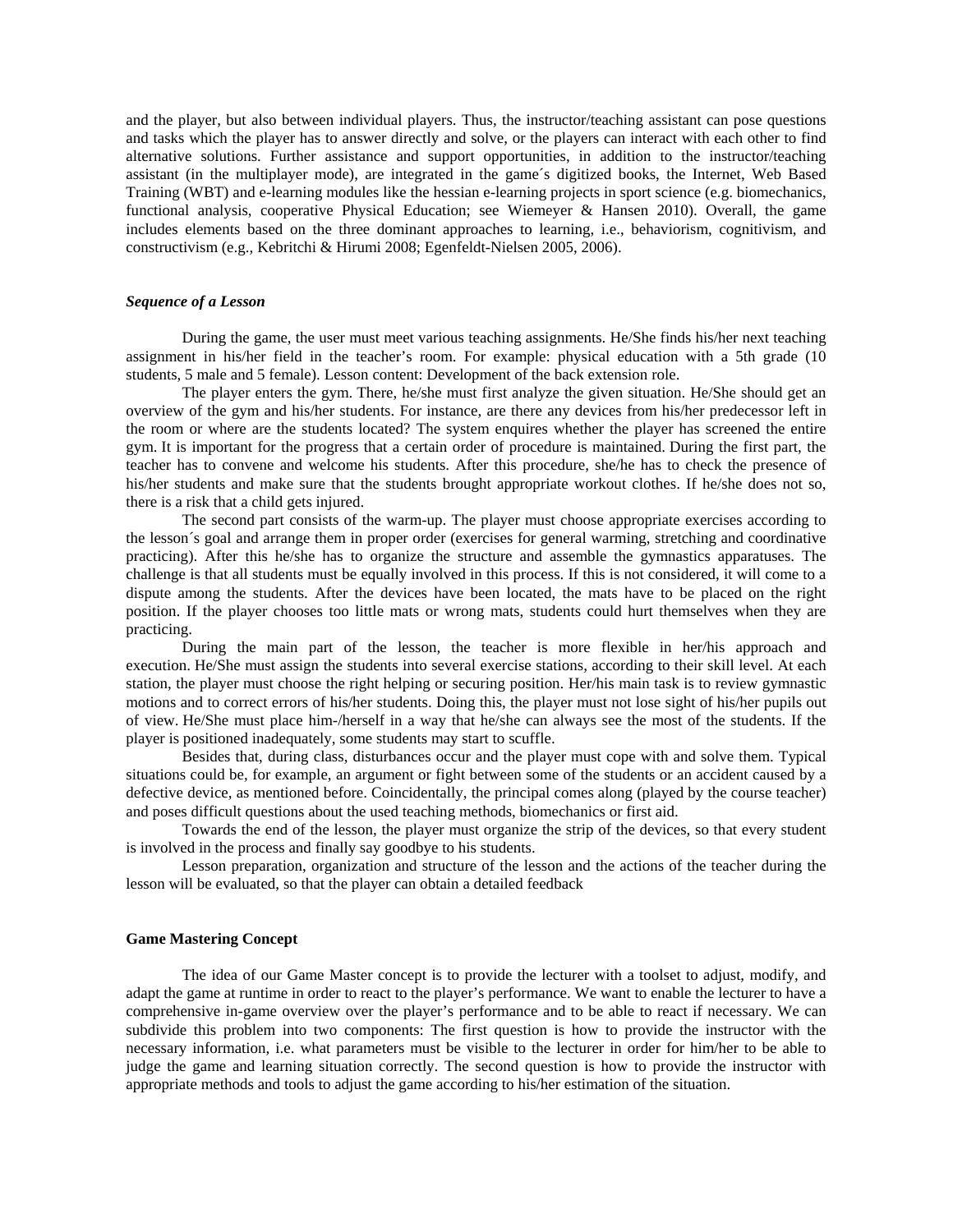and the player, but also between individual players. Thus, the instructor/teaching assistant can pose questions and tasks which the player has to answer directly and solve, or the players can interact with each other to find alternative solutions. Further assistance and support opportunities, in addition to the instructor/teaching assistant (in the multiplayer mode), are integrated in the game´s digitized books, the Internet, Web Based Training (WBT) and e-learning modules like the hessian e-learning projects in sport science (e.g. biomechanics, functional analysis, cooperative Physical Education; see Wiemeyer & Hansen 2010). Overall, the game includes elements based on the three dominant approaches to learning, i.e., behaviorism, cognitivism, and constructivism (e.g., Kebritchi & Hirumi 2008; Egenfeldt-Nielsen 2005, 2006).

### *Sequence of a Lesson*

During the game, the user must meet various teaching assignments. He/She finds his/her next teaching assignment in his/her field in the teacher's room. For example: physical education with a 5th grade (10 students, 5 male and 5 female). Lesson content: Development of the back extension role.

The player enters the gym. There, he/she must first analyze the given situation. He/She should get an overview of the gym and his/her students. For instance, are there any devices from his/her predecessor left in the room or where are the students located? The system enquires whether the player has screened the entire gym. It is important for the progress that a certain order of procedure is maintained. During the first part, the teacher has to convene and welcome his students. After this procedure, she/he has to check the presence of his/her students and make sure that the students brought appropriate workout clothes. If he/she does not so, there is a risk that a child gets injured.

The second part consists of the warm-up. The player must choose appropriate exercises according to the lesson´s goal and arrange them in proper order (exercises for general warming, stretching and coordinative practicing). After this he/she has to organize the structure and assemble the gymnastics apparatuses. The challenge is that all students must be equally involved in this process. If this is not considered, it will come to a dispute among the students. After the devices have been located, the mats have to be placed on the right position. If the player chooses too little mats or wrong mats, students could hurt themselves when they are practicing.

During the main part of the lesson, the teacher is more flexible in her/his approach and execution. He/She must assign the students into several exercise stations, according to their skill level. At each station, the player must choose the right helping or securing position. Her/his main task is to review gymnastic motions and to correct errors of his/her students. Doing this, the player must not lose sight of his/her pupils out of view. He/She must place him-/herself in a way that he/she can always see the most of the students. If the player is positioned inadequately, some students may start to scuffle.

Besides that, during class, disturbances occur and the player must cope with and solve them. Typical situations could be, for example, an argument or fight between some of the students or an accident caused by a defective device, as mentioned before. Coincidentally, the principal comes along (played by the course teacher) and poses difficult questions about the used teaching methods, biomechanics or first aid.

Towards the end of the lesson, the player must organize the strip of the devices, so that every student is involved in the process and finally say goodbye to his students.

Lesson preparation, organization and structure of the lesson and the actions of the teacher during the lesson will be evaluated, so that the player can obtain a detailed feedback

### **Game Mastering Concept**

The idea of our Game Master concept is to provide the lecturer with a toolset to adjust, modify, and adapt the game at runtime in order to react to the player's performance. We want to enable the lecturer to have a comprehensive in-game overview over the player's performance and to be able to react if necessary. We can subdivide this problem into two components: The first question is how to provide the instructor with the necessary information, i.e. what parameters must be visible to the lecturer in order for him/her to be able to judge the game and learning situation correctly. The second question is how to provide the instructor with appropriate methods and tools to adjust the game according to his/her estimation of the situation.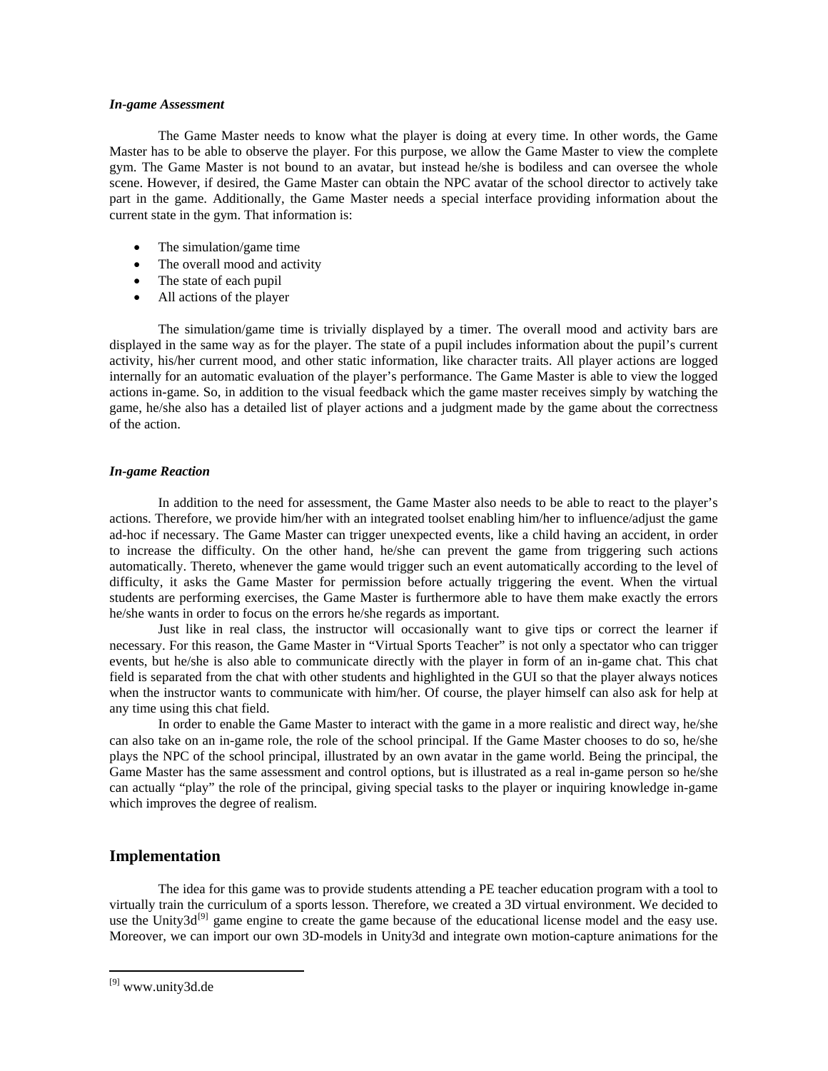***In-game Assessment***

The Game Master needs to know what the player is doing at every time. In other words, the Game Master has to be able to observe the player. For this purpose, we allow the Game Master to view the complete gym. The Game Master is not bound to an avatar, but instead he/she is bodiless and can oversee the whole scene. However, if desired, the Game Master can obtain the NPC avatar of the school director to actively take part in the game. Additionally, the Game Master needs a special interface providing information about the current state in the gym. That information is:

- The simulation/game time
- The overall mood and activity
- The state of each pupil
- All actions of the player

The simulation/game time is trivially displayed by a timer. The overall mood and activity bars are displayed in the same way as for the player. The state of a pupil includes information about the pupil's current activity, his/her current mood, and other static information, like character traits. All player actions are logged internally for an automatic evaluation of the player's performance. The Game Master is able to view the logged actions in-game. So, in addition to the visual feedback which the game master receives simply by watching the game, he/she also has a detailed list of player actions and a judgment made by the game about the correctness of the action.

***In-game Reaction***

In addition to the need for assessment, the Game Master also needs to be able to react to the player's actions. Therefore, we provide him/her with an integrated toolset enabling him/her to influence/adjust the game ad-hoc if necessary. The Game Master can trigger unexpected events, like a child having an accident, in order to increase the difficulty. On the other hand, he/she can prevent the game from triggering such actions automatically. Thereto, whenever the game would trigger such an event automatically according to the level of difficulty, it asks the Game Master for permission before actually triggering the event. When the virtual students are performing exercises, the Game Master is furthermore able to have them make exactly the errors he/she wants in order to focus on the errors he/she regards as important.

Just like in real class, the instructor will occasionally want to give tips or correct the learner if necessary. For this reason, the Game Master in "Virtual Sports Teacher" is not only a spectator who can trigger events, but he/she is also able to communicate directly with the player in form of an in-game chat. This chat field is separated from the chat with other students and highlighted in the GUI so that the player always notices when the instructor wants to communicate with him/her. Of course, the player himself can also ask for help at any time using this chat field.

In order to enable the Game Master to interact with the game in a more realistic and direct way, he/she can also take on an in-game role, the role of the school principal. If the Game Master chooses to do so, he/she plays the NPC of the school principal, illustrated by an own avatar in the game world. Being the principal, the Game Master has the same assessment and control options, but is illustrated as a real in-game person so he/she can actually "play" the role of the principal, giving special tasks to the player or inquiring knowledge in-game which improves the degree of realism.

## Implementation

The idea for this game was to provide students attending a PE teacher education program with a tool to virtually train the curriculum of a sports lesson. Therefore, we created a 3D virtual environment. We decided to use the Unity3d[9] game engine to create the game because of the educational license model and the easy use. Moreover, we can import our own 3D-models in Unity3d and integrate own motion-capture animations for the

[9] www.unity3d.de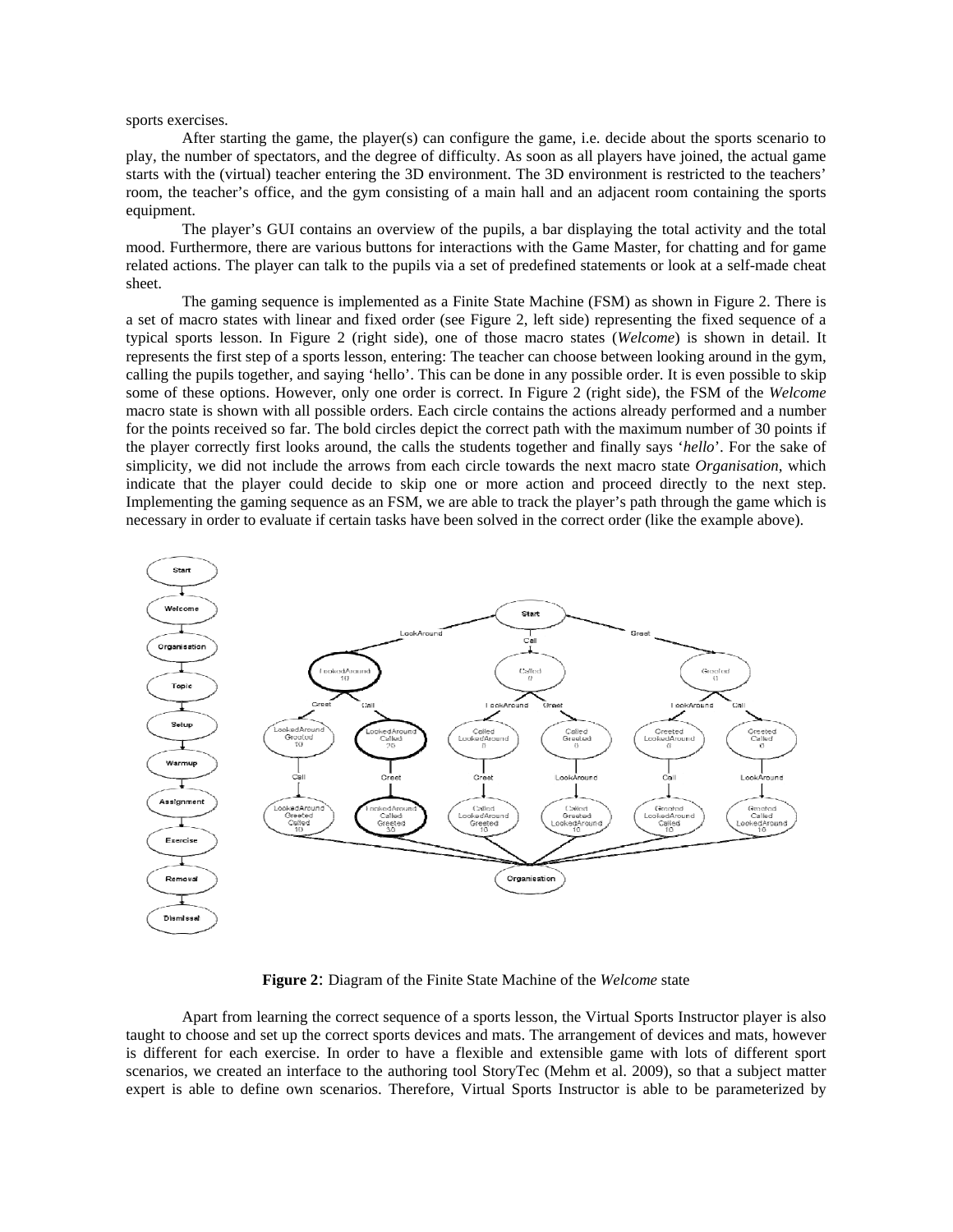sports exercises.

After starting the game, the player(s) can configure the game, i.e. decide about the sports scenario to play, the number of spectators, and the degree of difficulty. As soon as all players have joined, the actual game starts with the (virtual) teacher entering the 3D environment. The 3D environment is restricted to the teachers' room, the teacher's office, and the gym consisting of a main hall and an adjacent room containing the sports equipment.

The player's GUI contains an overview of the pupils, a bar displaying the total activity and the total mood. Furthermore, there are various buttons for interactions with the Game Master, for chatting and for game related actions. The player can talk to the pupils via a set of predefined statements or look at a self-made cheat sheet.

The gaming sequence is implemented as a Finite State Machine (FSM) as shown in Figure 2. There is a set of macro states with linear and fixed order (see Figure 2, left side) representing the fixed sequence of a typical sports lesson. In Figure 2 (right side), one of those macro states (*Welcome*) is shown in detail. It represents the first step of a sports lesson, entering: The teacher can choose between looking around in the gym, calling the pupils together, and saying 'hello'. This can be done in any possible order. It is even possible to skip some of these options. However, only one order is correct. In Figure 2 (right side), the FSM of the *Welcome* macro state is shown with all possible orders. Each circle contains the actions already performed and a number for the points received so far. The bold circles depict the correct path with the maximum number of 30 points if the player correctly first looks around, the calls the students together and finally says '*hello*'. For the sake of simplicity, we did not include the arrows from each circle towards the next macro state *Organisation*, which indicate that the player could decide to skip one or more action and proceed directly to the next step. Implementing the gaming sequence as an FSM, we are able to track the player's path through the game which is necessary in order to evaluate if certain tasks have been solved in the correct order (like the example above).

**Figure 2**: Diagram of the Finite State Machine of the *Welcome* state

Apart from learning the correct sequence of a sports lesson, the Virtual Sports Instructor player is also taught to choose and set up the correct sports devices and mats. The arrangement of devices and mats, however is different for each exercise. In order to have a flexible and extensible game with lots of different sport scenarios, we created an interface to the authoring tool StoryTec (Mehm et al. 2009), so that a subject matter expert is able to define own scenarios. Therefore, Virtual Sports Instructor is able to be parameterized by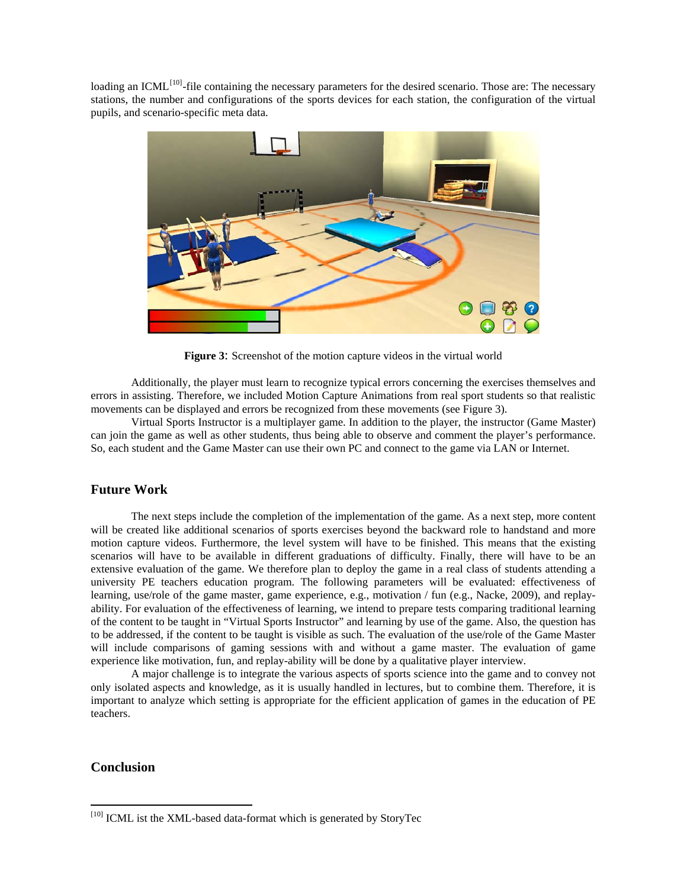loading an ICML[10]-file containing the necessary parameters for the desired scenario. Those are: The necessary stations, the number and configurations of the sports devices for each station, the configuration of the virtual pupils, and scenario-specific meta data.

**Figure 3**: Screenshot of the motion capture videos in the virtual world

Additionally, the player must learn to recognize typical errors concerning the exercises themselves and errors in assisting. Therefore, we included Motion Capture Animations from real sport students so that realistic movements can be displayed and errors be recognized from these movements (see Figure 3).

Virtual Sports Instructor is a multiplayer game. In addition to the player, the instructor (Game Master) can join the game as well as other students, thus being able to observe and comment the player's performance. So, each student and the Game Master can use their own PC and connect to the game via LAN or Internet.

## Future Work

The next steps include the completion of the implementation of the game. As a next step, more content will be created like additional scenarios of sports exercises beyond the backward role to handstand and more motion capture videos. Furthermore, the level system will have to be finished. This means that the existing scenarios will have to be available in different graduations of difficulty. Finally, there will have to be an extensive evaluation of the game. We therefore plan to deploy the game in a real class of students attending a university PE teachers education program. The following parameters will be evaluated: effectiveness of learning, use/role of the game master, game experience, e.g., motivation / fun (e.g., Nacke, 2009), and replay-ability. For evaluation of the effectiveness of learning, we intend to prepare tests comparing traditional learning of the content to be taught in "Virtual Sports Instructor" and learning by use of the game. Also, the question has to be addressed, if the content to be taught is visible as such. The evaluation of the use/role of the Game Master will include comparisons of gaming sessions with and without a game master. The evaluation of game experience like motivation, fun, and replay-ability will be done by a qualitative player interview.

A major challenge is to integrate the various aspects of sports science into the game and to convey not only isolated aspects and knowledge, as it is usually handled in lectures, but to combine them. Therefore, it is important to analyze which setting is appropriate for the efficient application of games in the education of PE teachers.

## Conclusion

[10] ICML ist the XML-based data-format which is generated by StoryTec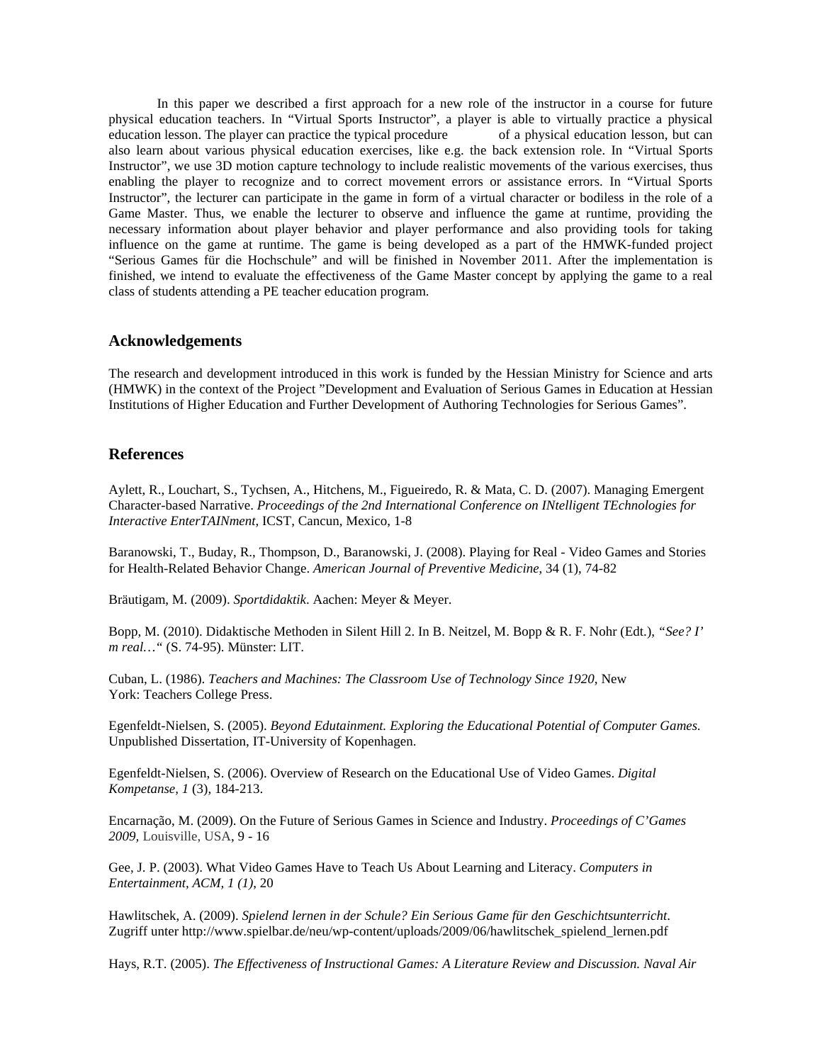In this paper we described a first approach for a new role of the instructor in a course for future physical education teachers. In "Virtual Sports Instructor", a player is able to virtually practice a physical education lesson. The player can practice the typical procedure of a physical education lesson, but can also learn about various physical education exercises, like e.g. the back extension role. In "Virtual Sports Instructor", we use 3D motion capture technology to include realistic movements of the various exercises, thus enabling the player to recognize and to correct movement errors or assistance errors. In "Virtual Sports Instructor", the lecturer can participate in the game in form of a virtual character or bodiless in the role of a Game Master. Thus, we enable the lecturer to observe and influence the game at runtime, providing the necessary information about player behavior and player performance and also providing tools for taking influence on the game at runtime. The game is being developed as a part of the HMWK-funded project "Serious Games für die Hochschule" and will be finished in November 2011. After the implementation is finished, we intend to evaluate the effectiveness of the Game Master concept by applying the game to a real class of students attending a PE teacher education program.

## Acknowledgements

The research and development introduced in this work is funded by the Hessian Ministry for Science and arts (HMWK) in the context of the Project "Development and Evaluation of Serious Games in Education at Hessian Institutions of Higher Education and Further Development of Authoring Technologies for Serious Games".

## References

Aylett, R., Louchart, S., Tychsen, A., Hitchens, M., Figueiredo, R. & Mata, C. D. (2007). Managing Emergent Character-based Narrative. *Proceedings of the 2nd International Conference on INtelligent TEchnologies for Interactive EnterTAINment*, ICST, Cancun, Mexico, 1-8

Baranowski, T., Buday, R., Thompson, D., Baranowski, J. (2008). Playing for Real - Video Games and Stories for Health-Related Behavior Change. *American Journal of Preventive Medicine*, 34 (1), 74-82

Bräutigam, M. (2009). *Sportdidaktik*. Aachen: Meyer & Meyer.

Bopp, M. (2010). Didaktische Methoden in Silent Hill 2. In B. Neitzel, M. Bopp & R. F. Nohr (Edt.), *"See? I' m real…"* (S. 74-95). Münster: LIT.

Cuban, L. (1986). *Teachers and Machines: The Classroom Use of Technology Since 1920*, New York: Teachers College Press.

Egenfeldt-Nielsen, S. (2005). *Beyond Edutainment. Exploring the Educational Potential of Computer Games.* Unpublished Dissertation, IT-University of Kopenhagen.

Egenfeldt-Nielsen, S. (2006). Overview of Research on the Educational Use of Video Games. *Digital Kompetanse, 1* (3), 184-213.

Encarnação, M. (2009). On the Future of Serious Games in Science and Industry. *Proceedings of C'Games 2009*, Louisville, USA, 9 - 16

Gee, J. P. (2003). What Video Games Have to Teach Us About Learning and Literacy. *Computers in Entertainment, ACM, 1 (1)*, 20

Hawlitschek, A. (2009). *Spielend lernen in der Schule? Ein Serious Game für den Geschichtsunterricht*. Zugriff unter http://www.spielbar.de/neu/wp-content/uploads/2009/06/hawlitschek_spielend_lernen.pdf

Hays, R.T. (2005). *The Effectiveness of Instructional Games: A Literature Review and Discussion. Naval Air*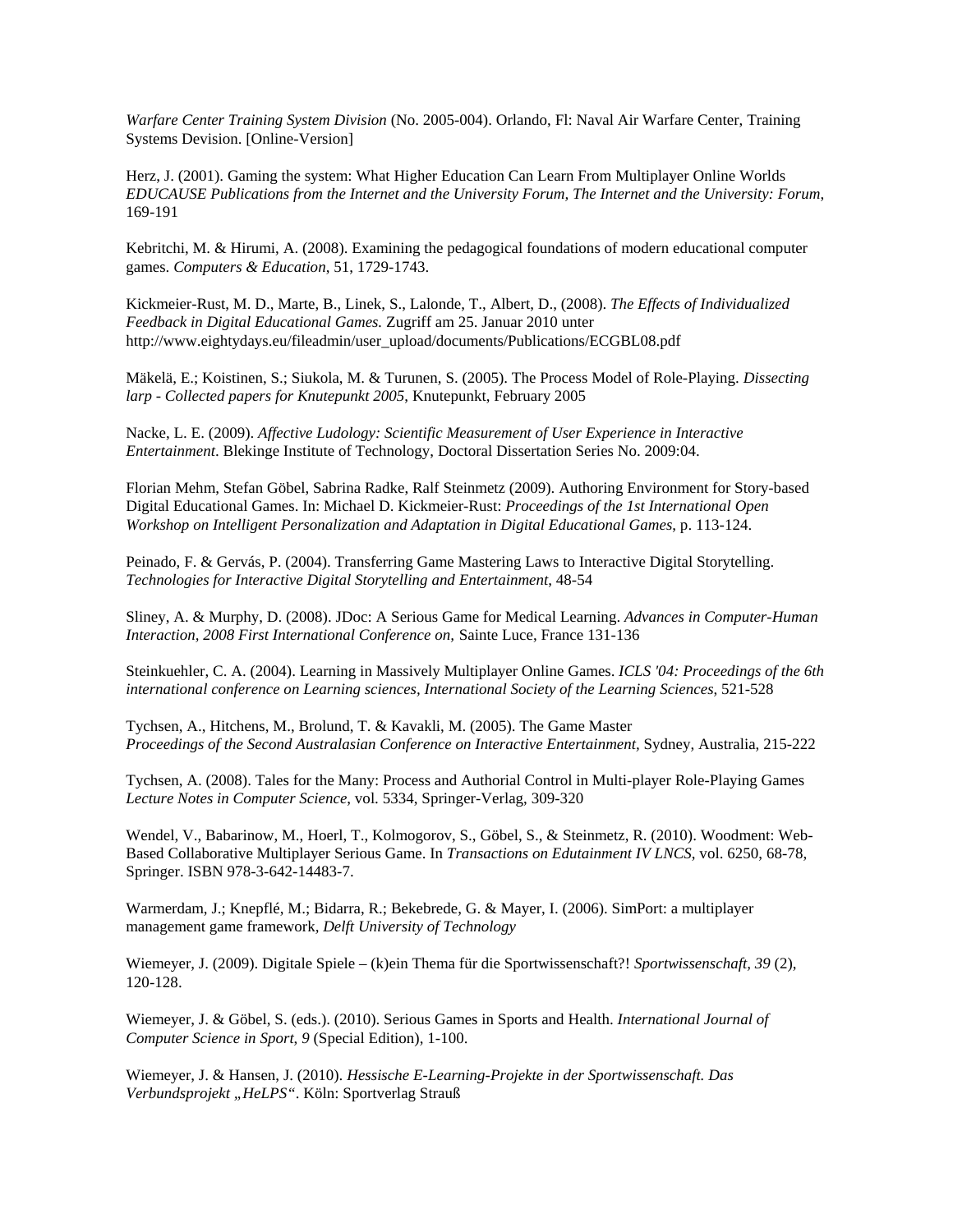*Warfare Center Training System Division* (No. 2005-004). Orlando, Fl: Naval Air Warfare Center, Training Systems Devision. [Online-Version]

Herz, J. (2001). Gaming the system: What Higher Education Can Learn From Multiplayer Online Worlds *EDUCAUSE Publications from the Internet and the University Forum, The Internet and the University: Forum,* 169-191

Kebritchi, M. & Hirumi, A. (2008). Examining the pedagogical foundations of modern educational computer games. *Computers & Education*, 51, 1729-1743.

Kickmeier-Rust, M. D., Marte, B., Linek, S., Lalonde, T., Albert, D., (2008). *The Effects of Individualized Feedback in Digital Educational Games.* Zugriff am 25. Januar 2010 unter http://www.eightydays.eu/fileadmin/user_upload/documents/Publications/ECGBL08.pdf

Mäkelä, E.; Koistinen, S.; Siukola, M. & Turunen, S. (2005). The Process Model of Role-Playing. *Dissecting larp - Collected papers for Knutepunkt 2005*, Knutepunkt, February 2005

Nacke, L. E. (2009). *Affective Ludology: Scientific Measurement of User Experience in Interactive Entertainment*. Blekinge Institute of Technology, Doctoral Dissertation Series No. 2009:04.

Florian Mehm, Stefan Göbel, Sabrina Radke, Ralf Steinmetz (2009). Authoring Environment for Story-based Digital Educational Games. In: Michael D. Kickmeier-Rust: *Proceedings of the 1st International Open Workshop on Intelligent Personalization and Adaptation in Digital Educational Games*, p. 113-124.

Peinado, F. & Gervás, P. (2004). Transferring Game Mastering Laws to Interactive Digital Storytelling. *Technologies for Interactive Digital Storytelling and Entertainment*, 48-54

Sliney, A. & Murphy, D. (2008). JDoc: A Serious Game for Medical Learning. *Advances in Computer-Human Interaction, 2008 First International Conference on,* Sainte Luce, France 131-136

Steinkuehler, C. A. (2004). Learning in Massively Multiplayer Online Games. *ICLS '04: Proceedings of the 6th international conference on Learning sciences, International Society of the Learning Sciences,* 521-528

Tychsen, A., Hitchens, M., Brolund, T. & Kavakli, M. (2005). The Game Master *Proceedings of the Second Australasian Conference on Interactive Entertainment,* Sydney, Australia, 215-222

Tychsen, A. (2008). Tales for the Many: Process and Authorial Control in Multi-player Role-Playing Games *Lecture Notes in Computer Science*, vol. 5334, Springer-Verlag, 309-320

Wendel, V., Babarinow, M., Hoerl, T., Kolmogorov, S., Göbel, S., & Steinmetz, R. (2010). Woodment: Web-Based Collaborative Multiplayer Serious Game. In *Transactions on Edutainment IV LNCS*, vol. 6250, 68-78, Springer. ISBN 978-3-642-14483-7.

Warmerdam, J.; Knepflé, M.; Bidarra, R.; Bekebrede, G. & Mayer, I. (2006). SimPort: a multiplayer management game framework, *Delft University of Technology*

Wiemeyer, J. (2009). Digitale Spiele – (k)ein Thema für die Sportwissenschaft?! *Sportwissenschaft, 39* (2), 120-128.

Wiemeyer, J. & Göbel, S. (eds.). (2010). Serious Games in Sports and Health. *International Journal of Computer Science in Sport, 9* (Special Edition), 1-100.

Wiemeyer, J. & Hansen, J. (2010). *Hessische E-Learning-Projekte in der Sportwissenschaft. Das Verbundsprojekt „HeLPS"*. Köln: Sportverlag Strauß